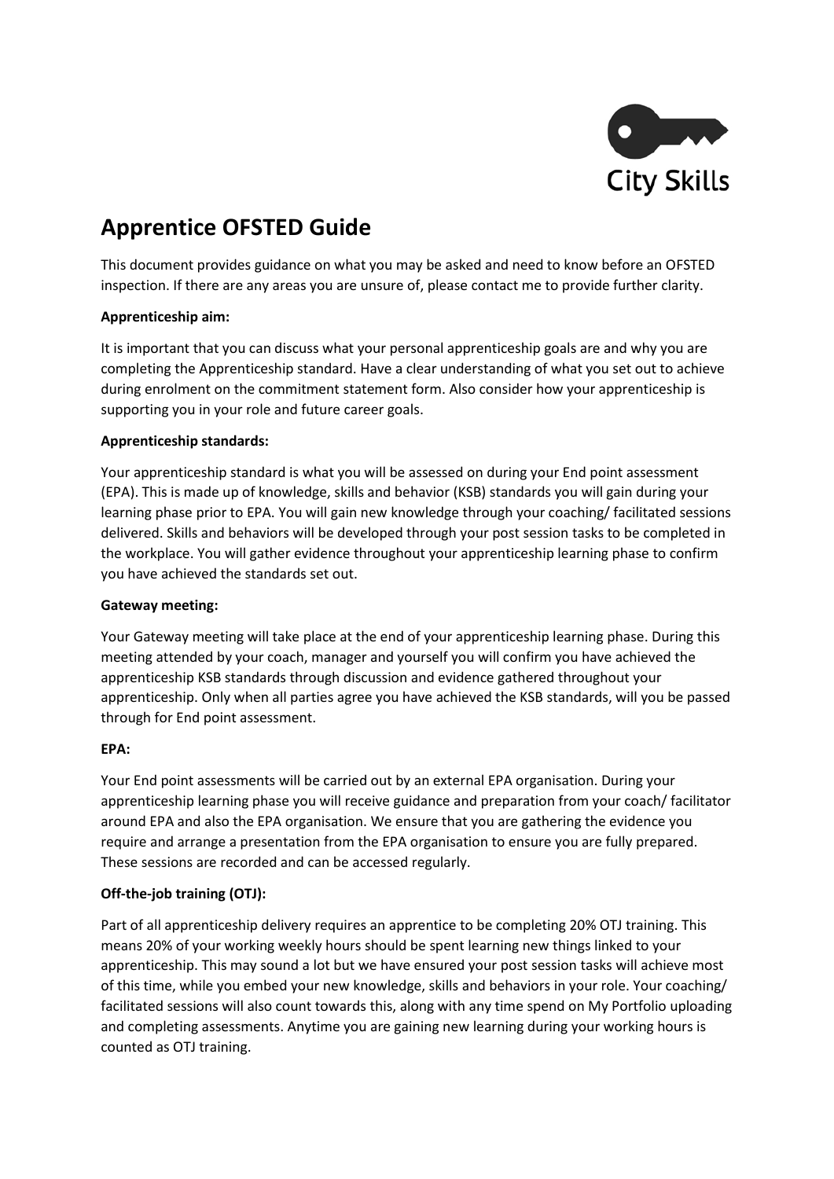City Skills

# Apprentice OFSTED Guide

This document provides guidance on what you may be asked and need to know before an OFSTED inspection. If there are any areas you are unsure of, please contact me to provide further clarity.

**Apprenticeship aim:**

It is important that you can discuss what your personal apprenticeship goals are and why you are completing the Apprenticeship standard. Have a clear understanding of what you set out to achieve during enrolment on the commitment statement form. Also consider how your apprenticeship is supporting you in your role and future career goals.

**Apprenticeship standards:**

Your apprenticeship standard is what you will be assessed on during your End point assessment (EPA). This is made up of knowledge, skills and behavior (KSB) standards you will gain during your learning phase prior to EPA. You will gain new knowledge through your coaching/ facilitated sessions delivered. Skills and behaviors will be developed through your post session tasks to be completed in the workplace. You will gather evidence throughout your apprenticeship learning phase to confirm you have achieved the standards set out.

**Gateway meeting:**

Your Gateway meeting will take place at the end of your apprenticeship learning phase. During this meeting attended by your coach, manager and yourself you will confirm you have achieved the apprenticeship KSB standards through discussion and evidence gathered throughout your apprenticeship. Only when all parties agree you have achieved the KSB standards, will you be passed through for End point assessment.

**EPA:**

Your End point assessments will be carried out by an external EPA organisation. During your apprenticeship learning phase you will receive guidance and preparation from your coach/ facilitator around EPA and also the EPA organisation. We ensure that you are gathering the evidence you require and arrange a presentation from the EPA organisation to ensure you are fully prepared. These sessions are recorded and can be accessed regularly.

**Off-the-job training (OTJ):**

Part of all apprenticeship delivery requires an apprentice to be completing 20% OTJ training. This means 20% of your working weekly hours should be spent learning new things linked to your apprenticeship. This may sound a lot but we have ensured your post session tasks will achieve most of this time, while you embed your new knowledge, skills and behaviors in your role. Your coaching/ facilitated sessions will also count towards this, along with any time spend on My Portfolio uploading and completing assessments. Anytime you are gaining new learning during your working hours is counted as OTJ training.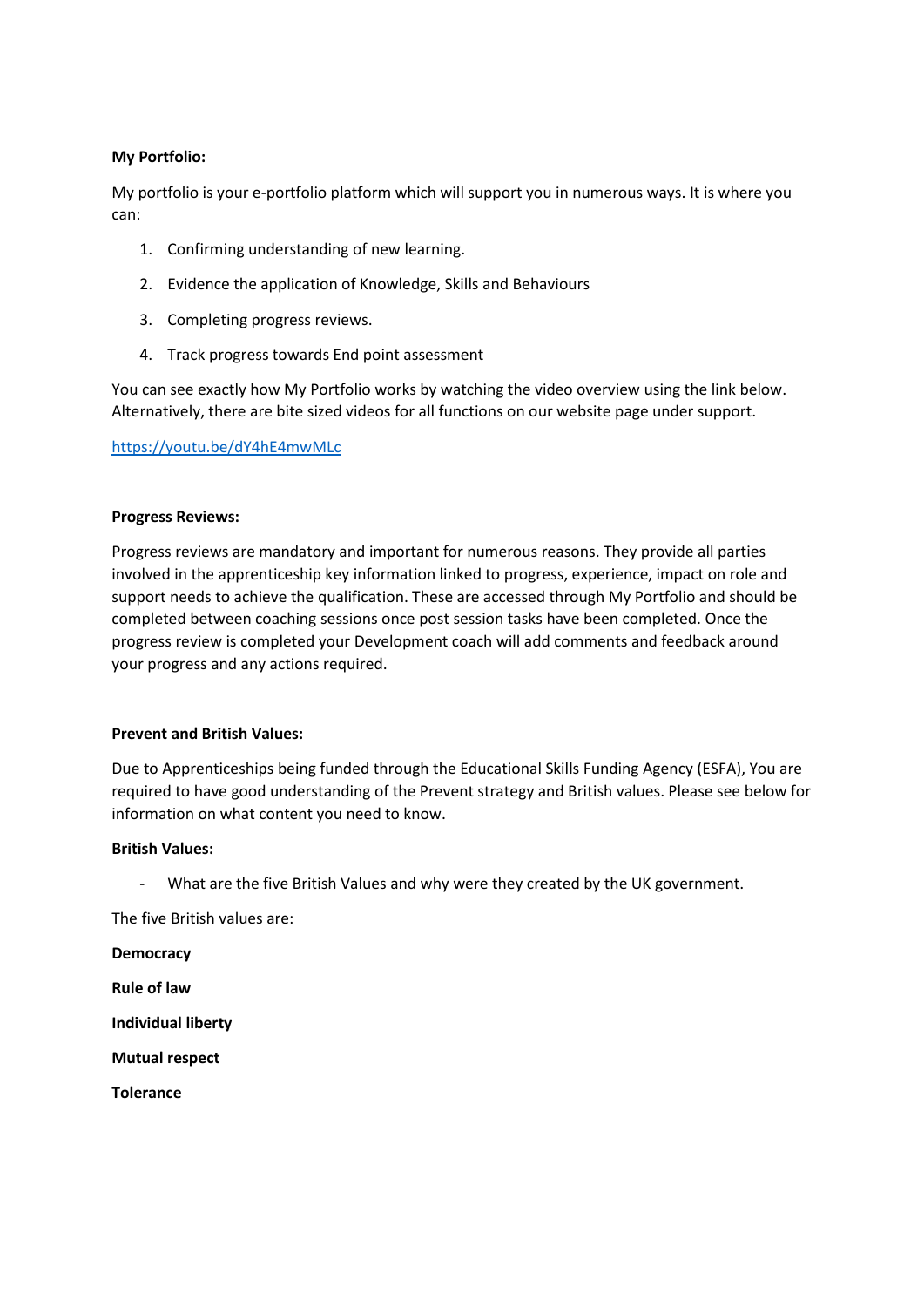**My Portfolio:**

My portfolio is your e-portfolio platform which will support you in numerous ways. It is where you can:

1. Confirming understanding of new learning.
2. Evidence the application of Knowledge, Skills and Behaviours
3. Completing progress reviews.
4. Track progress towards End point assessment

You can see exactly how My Portfolio works by watching the video overview using the link below. Alternatively, there are bite sized videos for all functions on our website page under support.

https://youtu.be/dY4hE4mwMLc

**Progress Reviews:**

Progress reviews are mandatory and important for numerous reasons. They provide all parties involved in the apprenticeship key information linked to progress, experience, impact on role and support needs to achieve the qualification. These are accessed through My Portfolio and should be completed between coaching sessions once post session tasks have been completed. Once the progress review is completed your Development coach will add comments and feedback around your progress and any actions required.

**Prevent and British Values:**

Due to Apprenticeships being funded through the Educational Skills Funding Agency (ESFA), You are required to have good understanding of the Prevent strategy and British values. Please see below for information on what content you need to know.

**British Values:**

- What are the five British Values and why were they created by the UK government.

The five British values are:

**Democracy**

**Rule of law**

**Individual liberty**

**Mutual respect**

**Tolerance**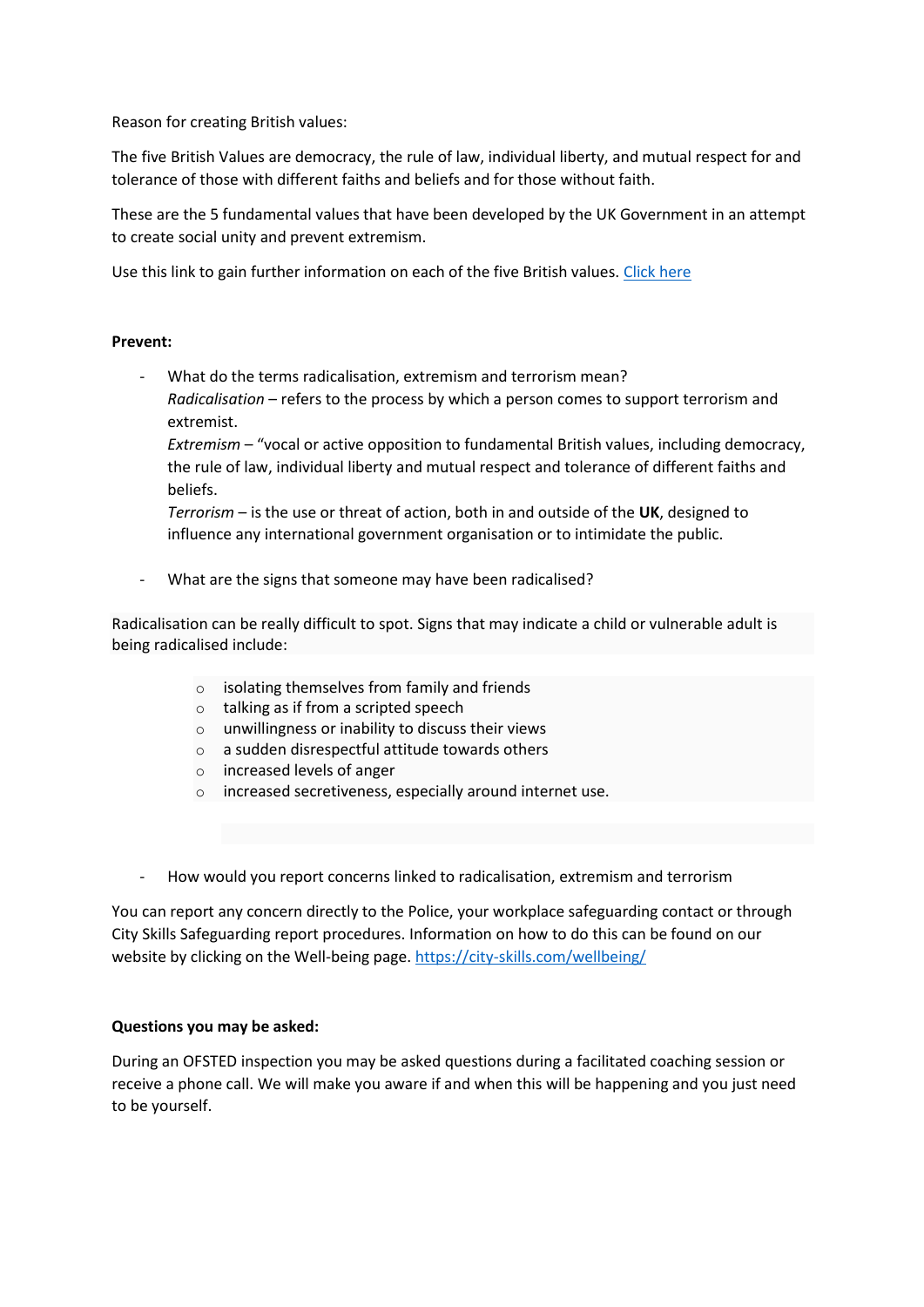Reason for creating British values:

The five British Values are democracy, the rule of law, individual liberty, and mutual respect for and tolerance of those with different faiths and beliefs and for those without faith.

These are the 5 fundamental values that have been developed by the UK Government in an attempt to create social unity and prevent extremism.

Use this link to gain further information on each of the five British values. [Click here]()

**Prevent:**

- What do the terms radicalisation, extremism and terrorism mean?
  *Radicalisation* – refers to the process by which a person comes to support terrorism and extremist.
  *Extremism* – "vocal or active opposition to fundamental British values, including democracy, the rule of law, individual liberty and mutual respect and tolerance of different faiths and beliefs.
  *Terrorism* – is the use or threat of action, both in and outside of the **UK**, designed to influence any international government organisation or to intimidate the public.

- What are the signs that someone may have been radicalised?

Radicalisation can be really difficult to spot. Signs that may indicate a child or vulnerable adult is being radicalised include:

  - isolating themselves from family and friends
  - talking as if from a scripted speech
  - unwillingness or inability to discuss their views
  - a sudden disrespectful attitude towards others
  - increased levels of anger
  - increased secretiveness, especially around internet use.

- How would you report concerns linked to radicalisation, extremism and terrorism

You can report any concern directly to the Police, your workplace safeguarding contact or through City Skills Safeguarding report procedures. Information on how to do this can be found on our website by clicking on the Well-being page. https://city-skills.com/wellbeing/

**Questions you may be asked:**

During an OFSTED inspection you may be asked questions during a facilitated coaching session or receive a phone call. We will make you aware if and when this will be happening and you just need to be yourself.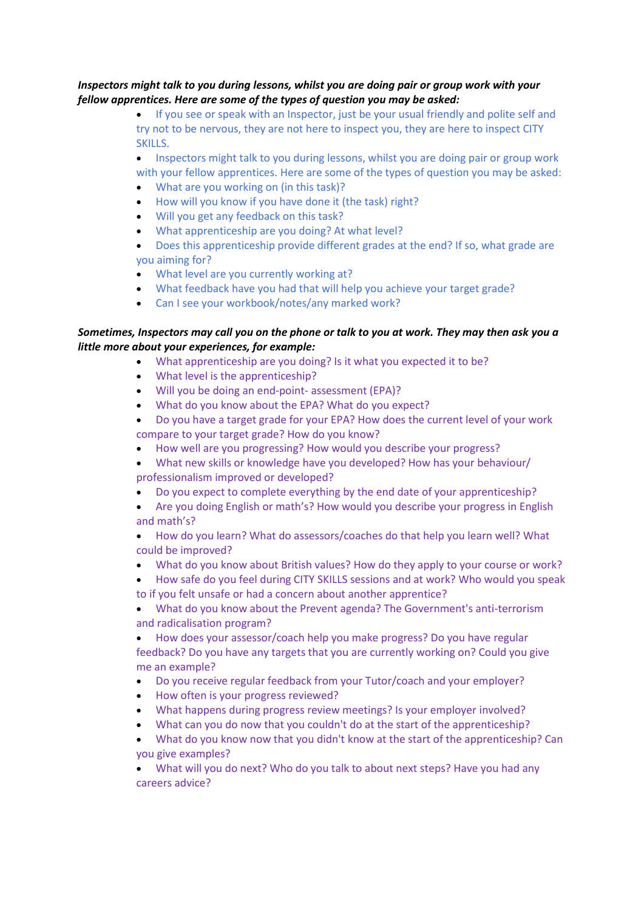***Inspectors might talk to you during lessons, whilst you are doing pair or group work with your fellow apprentices. Here are some of the types of question you may be asked:***

- If you see or speak with an Inspector, just be your usual friendly and polite self and try not to be nervous, they are not here to inspect you, they are here to inspect CITY SKILLS.
- Inspectors might talk to you during lessons, whilst you are doing pair or group work with your fellow apprentices. Here are some of the types of question you may be asked:
- What are you working on (in this task)?
- How will you know if you have done it (the task) right?
- Will you get any feedback on this task?
- What apprenticeship are you doing? At what level?
- Does this apprenticeship provide different grades at the end? If so, what grade are you aiming for?
- What level are you currently working at?
- What feedback have you had that will help you achieve your target grade?
- Can I see your workbook/notes/any marked work?

***Sometimes, Inspectors may call you on the phone or talk to you at work. They may then ask you a little more about your experiences, for example:***

- What apprenticeship are you doing? Is it what you expected it to be?
- What level is the apprenticeship?
- Will you be doing an end-point- assessment (EPA)?
- What do you know about the EPA? What do you expect?
- Do you have a target grade for your EPA? How does the current level of your work compare to your target grade? How do you know?
- How well are you progressing? How would you describe your progress?
- What new skills or knowledge have you developed? How has your behaviour/ professionalism improved or developed?
- Do you expect to complete everything by the end date of your apprenticeship?
- Are you doing English or math's? How would you describe your progress in English and math's?
- How do you learn? What do assessors/coaches do that help you learn well? What could be improved?
- What do you know about British values? How do they apply to your course or work?
- How safe do you feel during CITY SKILLS sessions and at work? Who would you speak to if you felt unsafe or had a concern about another apprentice?
- What do you know about the Prevent agenda? The Government's anti-terrorism and radicalisation program?
- How does your assessor/coach help you make progress? Do you have regular feedback? Do you have any targets that you are currently working on? Could you give me an example?
- Do you receive regular feedback from your Tutor/coach and your employer?
- How often is your progress reviewed?
- What happens during progress review meetings? Is your employer involved?
- What can you do now that you couldn't do at the start of the apprenticeship?
- What do you know now that you didn't know at the start of the apprenticeship? Can you give examples?
- What will you do next? Who do you talk to about next steps? Have you had any careers advice?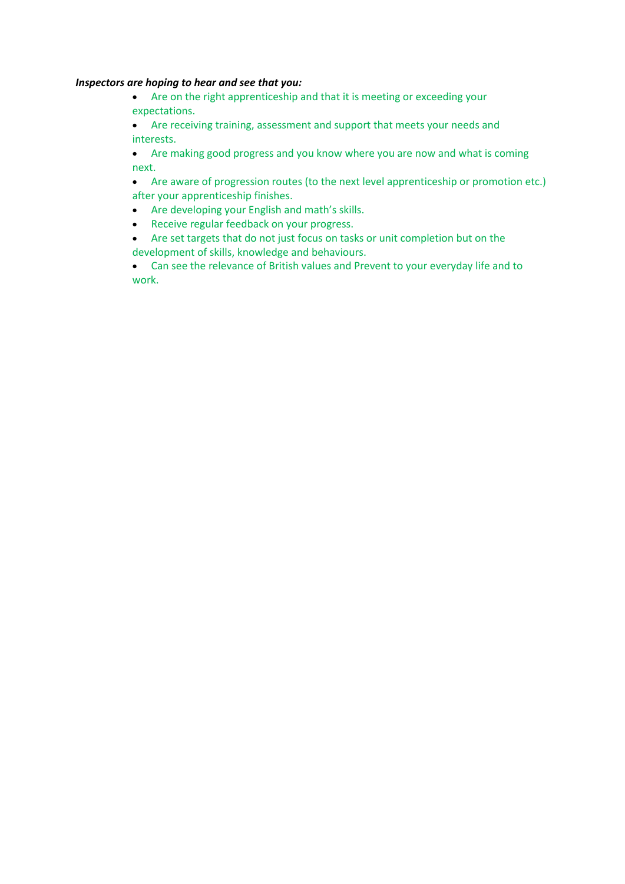***Inspectors are hoping to hear and see that you:***

- Are on the right apprenticeship and that it is meeting or exceeding your expectations.
- Are receiving training, assessment and support that meets your needs and interests.
- Are making good progress and you know where you are now and what is coming next.
- Are aware of progression routes (to the next level apprenticeship or promotion etc.) after your apprenticeship finishes.
- Are developing your English and math's skills.
- Receive regular feedback on your progress.
- Are set targets that do not just focus on tasks or unit completion but on the development of skills, knowledge and behaviours.
- Can see the relevance of British values and Prevent to your everyday life and to work.